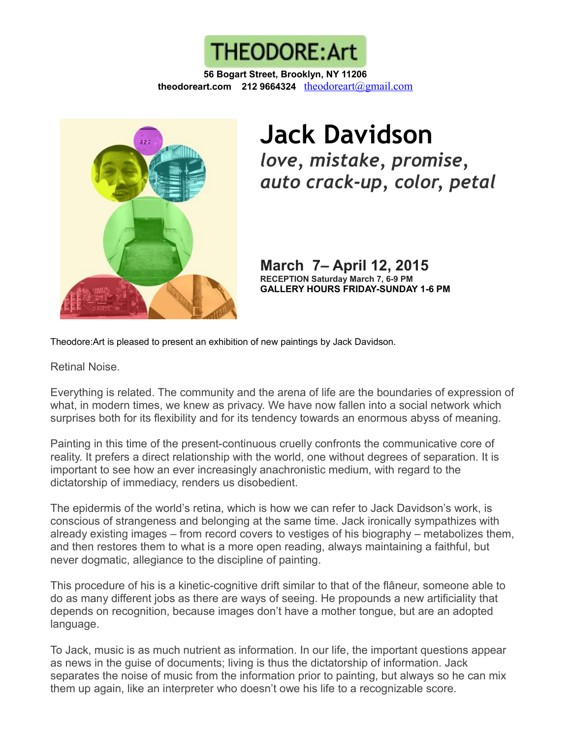# THEODORE:Art

**56 Bogart Street, Brooklyn, NY 11206**
**theodoreart.com 212 9664324** theodoreart@gmail.com

# Jack Davidson

## *love, mistake, promise, auto crack-up, color, petal*

## March 7– April 12, 2015

**RECEPTION Saturday March 7, 6-9 PM**
**GALLERY HOURS FRIDAY-SUNDAY 1-6 PM**

Theodore:Art is pleased to present an exhibition of new paintings by Jack Davidson.

Retinal Noise.

Everything is related. The community and the arena of life are the boundaries of expression of what, in modern times, we knew as privacy. We have now fallen into a social network which surprises both for its flexibility and for its tendency towards an enormous abyss of meaning.

Painting in this time of the present-continuous cruelly confronts the communicative core of reality. It prefers a direct relationship with the world, one without degrees of separation. It is important to see how an ever increasingly anachronistic medium, with regard to the dictatorship of immediacy, renders us disobedient.

The epidermis of the world's retina, which is how we can refer to Jack Davidson's work, is conscious of strangeness and belonging at the same time. Jack ironically sympathizes with already existing images – from record covers to vestiges of his biography – metabolizes them, and then restores them to what is a more open reading, always maintaining a faithful, but never dogmatic, allegiance to the discipline of painting.

This procedure of his is a kinetic-cognitive drift similar to that of the flâneur, someone able to do as many different jobs as there are ways of seeing. He propounds a new artificiality that depends on recognition, because images don't have a mother tongue, but are an adopted language.

To Jack, music is as much nutrient as information. In our life, the important questions appear as news in the guise of documents; living is thus the dictatorship of information. Jack separates the noise of music from the information prior to painting, but always so he can mix them up again, like an interpreter who doesn't owe his life to a recognizable score.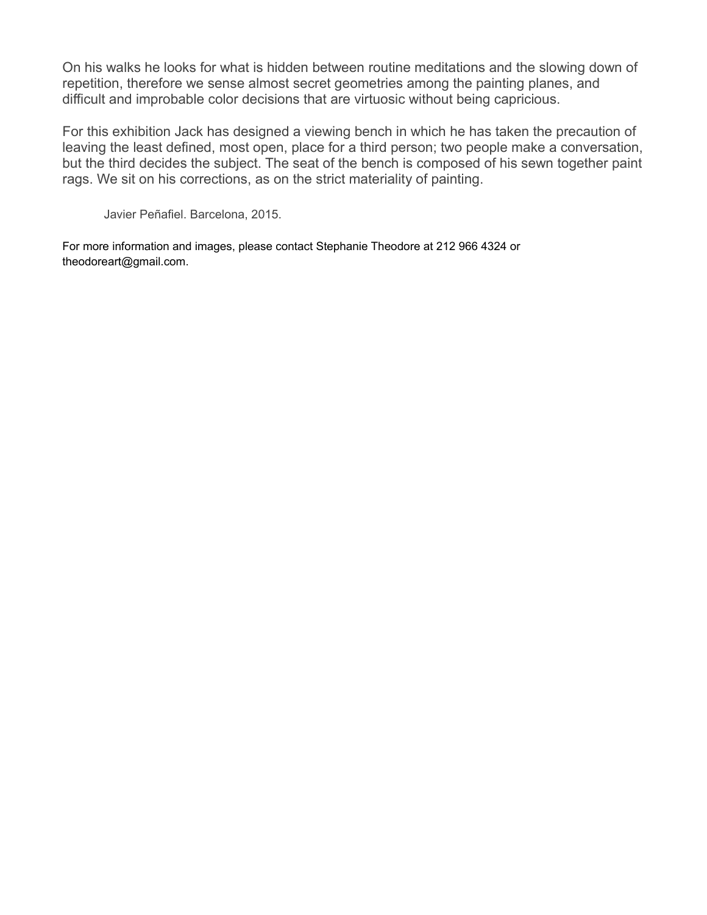On his walks he looks for what is hidden between routine meditations and the slowing down of repetition, therefore we sense almost secret geometries among the painting planes, and difficult and improbable color decisions that are virtuosic without being capricious.

For this exhibition Jack has designed a viewing bench in which he has taken the precaution of leaving the least defined, most open, place for a third person; two people make a conversation, but the third decides the subject. The seat of the bench is composed of his sewn together paint rags. We sit on his corrections, as on the strict materiality of painting.

Javier Peñafiel. Barcelona, 2015.

For more information and images, please contact Stephanie Theodore at 212 966 4324 or theodoreart@gmail.com.